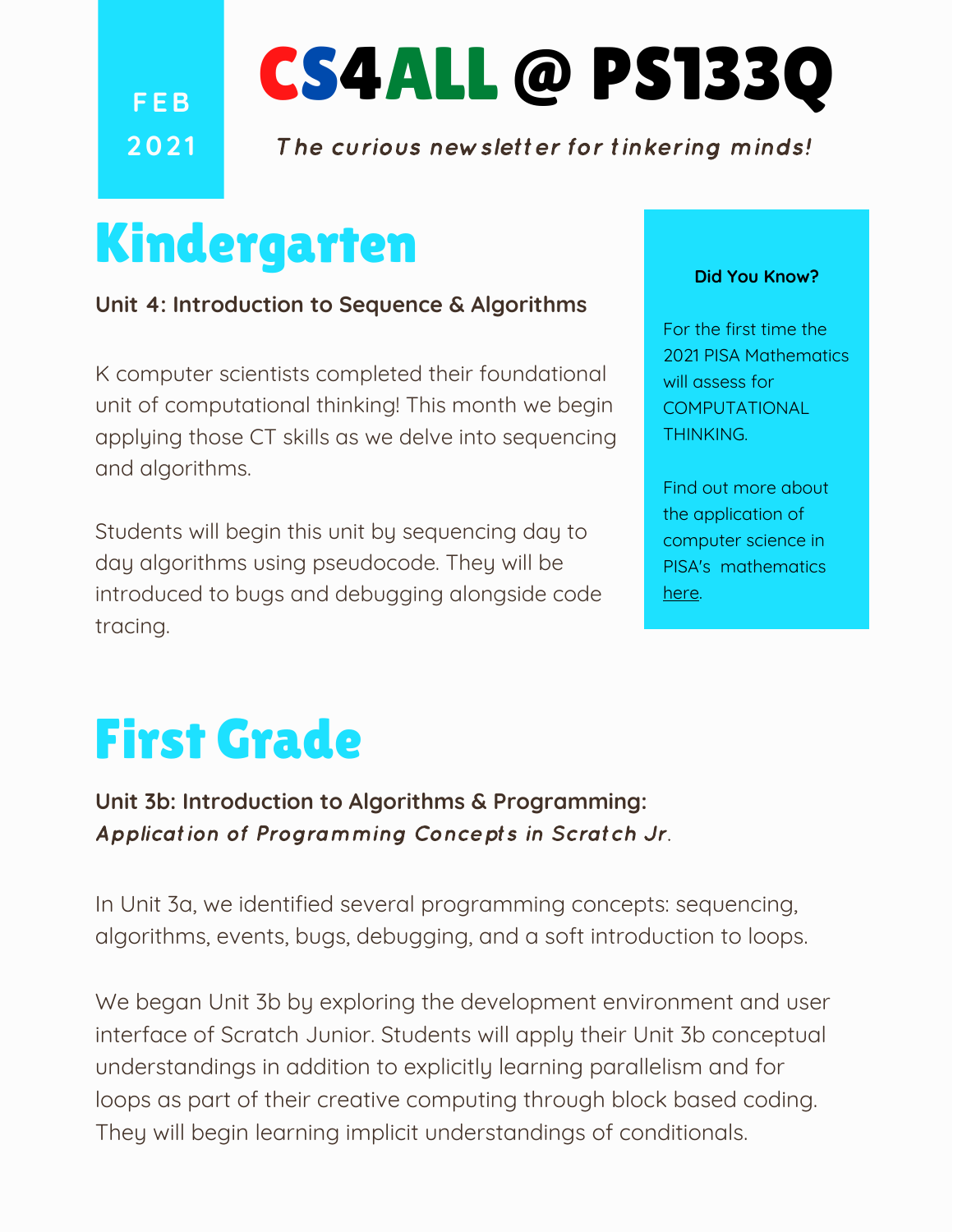FEB 2021

# CS4ALL @ PS133Q

*The curious newsletter for tinkering minds!*

## Kindergarten

**Unit 4: Introduction to Sequence & Algorithms**

K computer scientists completed their foundational unit of computational thinking! This month we begin applying those CT skills as we delve into sequencing and algorithms.

Students will begin this unit by sequencing day to day algorithms using pseudocode. They will be introduced to bugs and debugging alongside code tracing.

**Did You Know?**

For the first time the 2021 PISA Mathematics will assess for COMPUTATIONAL THINKING.

Find out more about the application of computer science in PISA's mathematics here.

## First Grade

**Unit 3b: Introduction to Algorithms & Programming:**
***Application of Programming Concepts in Scratch Jr***.

In Unit 3a, we identified several programming concepts: sequencing, algorithms, events, bugs, debugging, and a soft introduction to loops.

We began Unit 3b by exploring the development environment and user interface of Scratch Junior. Students will apply their Unit 3b conceptual understandings in addition to explicitly learning parallelism and for loops as part of their creative computing through block based coding. They will begin learning implicit understandings of conditionals.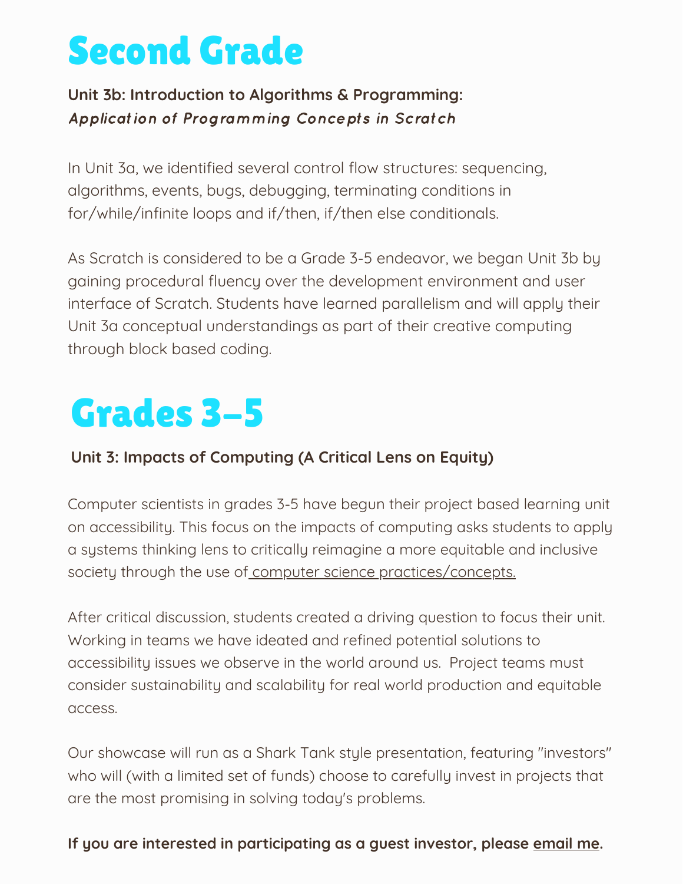# Second Grade

**Unit 3b: Introduction to Algorithms & Programming:**
***Application of Programming Concepts in Scratch***

In Unit 3a, we identified several control flow structures: sequencing, algorithms, events, bugs, debugging, terminating conditions in for/while/infinite loops and if/then, if/then else conditionals.

As Scratch is considered to be a Grade 3-5 endeavor, we began Unit 3b by gaining procedural fluency over the development environment and user interface of Scratch. Students have learned parallelism and will apply their Unit 3a conceptual understandings as part of their creative computing through block based coding.

# Grades 3-5

**Unit 3: Impacts of Computing (A Critical Lens on Equity)**

Computer scientists in grades 3-5 have begun their project based learning unit on accessibility. This focus on the impacts of computing asks students to apply a systems thinking lens to critically reimagine a more equitable and inclusive society through the use of computer science practices/concepts.

After critical discussion, students created a driving question to focus their unit. Working in teams we have ideated and refined potential solutions to accessibility issues we observe in the world around us. Project teams must consider sustainability and scalability for real world production and equitable access.

Our showcase will run as a Shark Tank style presentation, featuring "investors" who will (with a limited set of funds) choose to carefully invest in projects that are the most promising in solving today's problems.

**If you are interested in participating as a guest investor, please email me.**